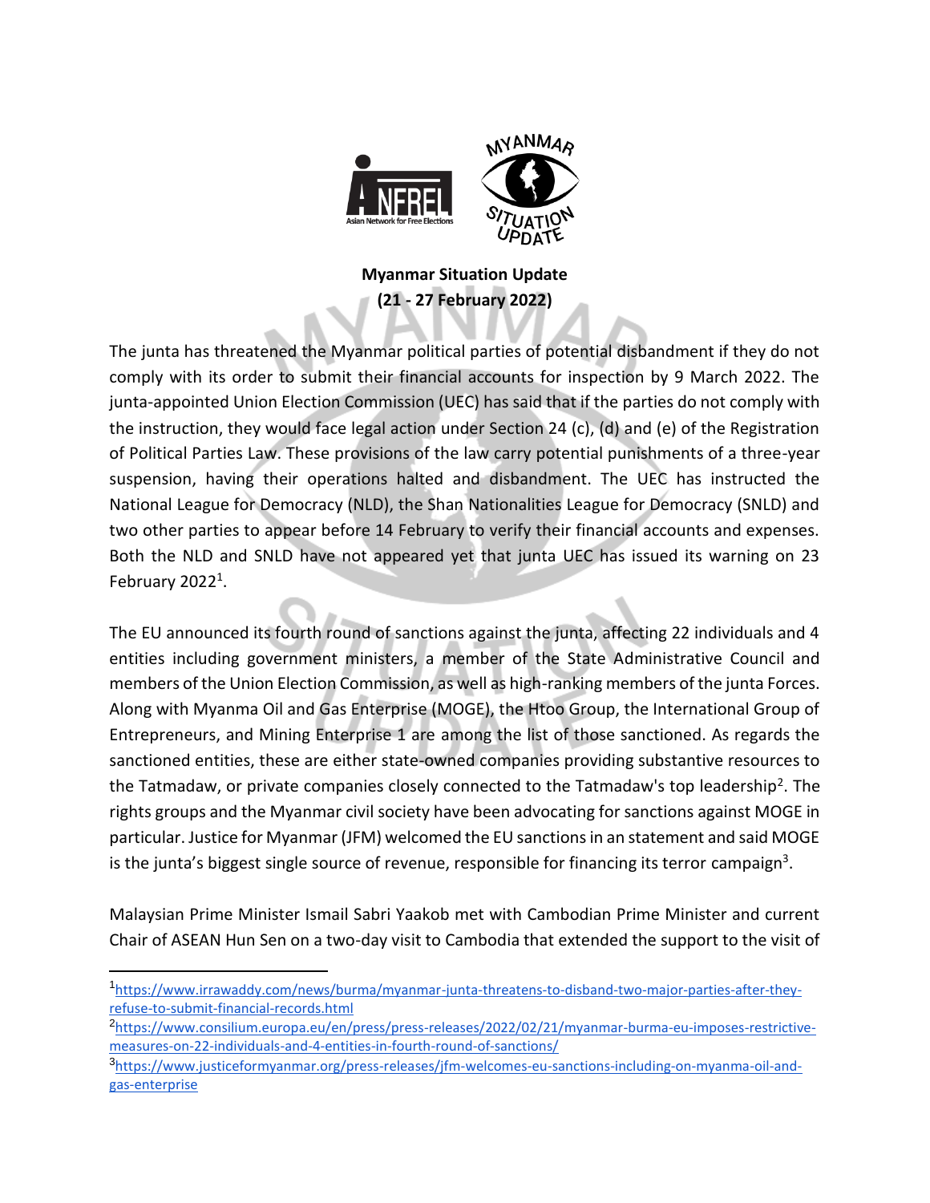**Myanmar Situation Update**
**(21 - 27 February 2022)**

The junta has threatened the Myanmar political parties of potential disbandment if they do not comply with its order to submit their financial accounts for inspection by 9 March 2022. The junta-appointed Union Election Commission (UEC) has said that if the parties do not comply with the instruction, they would face legal action under Section 24 (c), (d) and (e) of the Registration of Political Parties Law. These provisions of the law carry potential punishments of a three-year suspension, having their operations halted and disbandment. The UEC has instructed the National League for Democracy (NLD), the Shan Nationalities League for Democracy (SNLD) and two other parties to appear before 14 February to verify their financial accounts and expenses. Both the NLD and SNLD have not appeared yet that junta UEC has issued its warning on 23 February 2022[1].

The EU announced its fourth round of sanctions against the junta, affecting 22 individuals and 4 entities including government ministers, a member of the State Administrative Council and members of the Union Election Commission, as well as high-ranking members of the junta Forces. Along with Myanma Oil and Gas Enterprise (MOGE), the Htoo Group, the International Group of Entrepreneurs, and Mining Enterprise 1 are among the list of those sanctioned. As regards the sanctioned entities, these are either state-owned companies providing substantive resources to the Tatmadaw, or private companies closely connected to the Tatmadaw's top leadership[2]. The rights groups and the Myanmar civil society have been advocating for sanctions against MOGE in particular. Justice for Myanmar (JFM) welcomed the EU sanctions in an statement and said MOGE is the junta's biggest single source of revenue, responsible for financing its terror campaign[3].

Malaysian Prime Minister Ismail Sabri Yaakob met with Cambodian Prime Minister and current Chair of ASEAN Hun Sen on a two-day visit to Cambodia that extended the support to the visit of

---

[1] https://www.irrawaddy.com/news/burma/myanmar-junta-threatens-to-disband-two-major-parties-after-they-refuse-to-submit-financial-records.html

[2] https://www.consilium.europa.eu/en/press/press-releases/2022/02/21/myanmar-burma-eu-imposes-restrictive-measures-on-22-individuals-and-4-entities-in-fourth-round-of-sanctions/

[3] https://www.justiceformyanmar.org/press-releases/jfm-welcomes-eu-sanctions-including-on-myanma-oil-and-gas-enterprise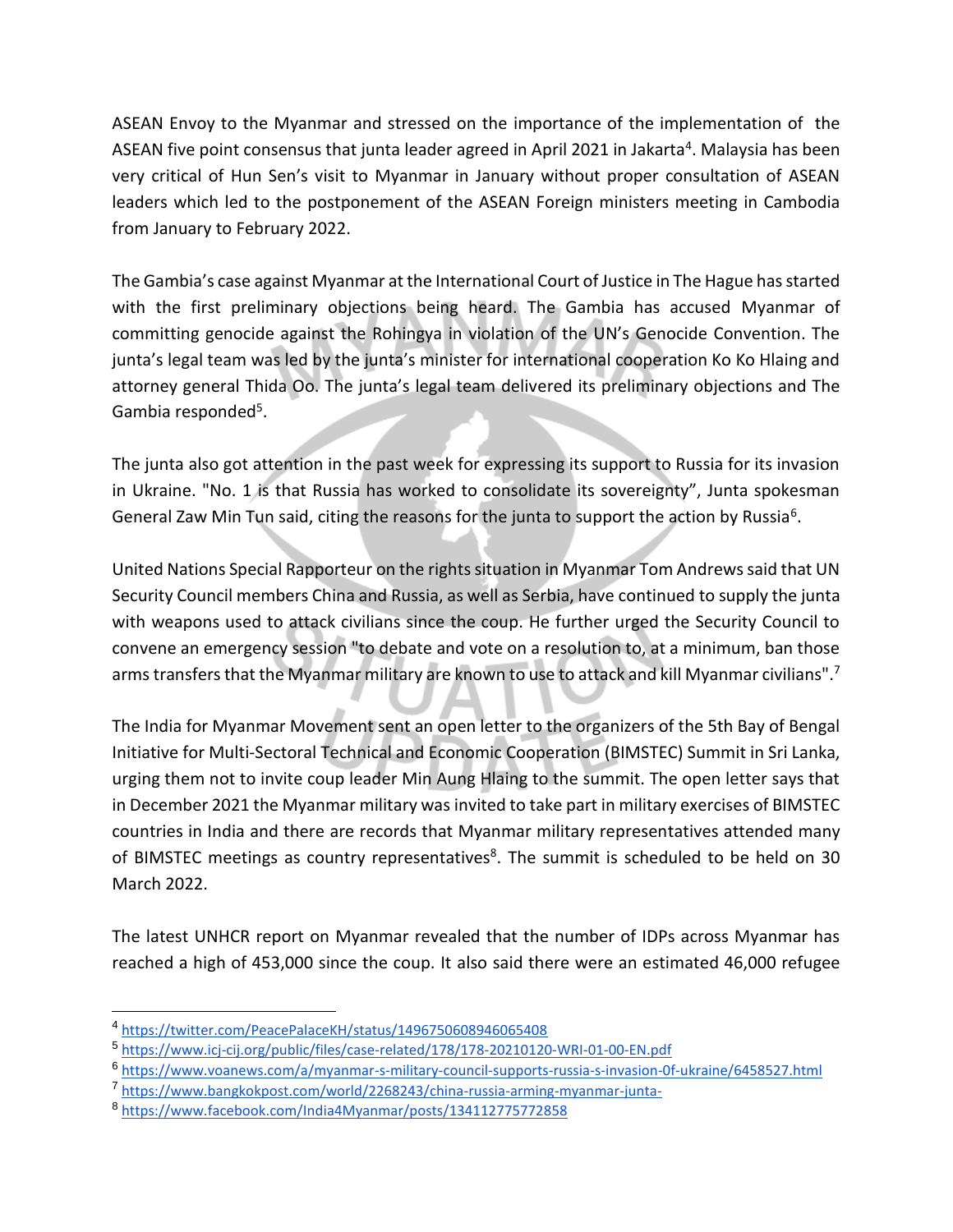ASEAN Envoy to the Myanmar and stressed on the importance of the implementation of the ASEAN five point consensus that junta leader agreed in April 2021 in Jakarta[4]. Malaysia has been very critical of Hun Sen's visit to Myanmar in January without proper consultation of ASEAN leaders which led to the postponement of the ASEAN Foreign ministers meeting in Cambodia from January to February 2022.

The Gambia's case against Myanmar at the International Court of Justice in The Hague has started with the first preliminary objections being heard. The Gambia has accused Myanmar of committing genocide against the Rohingya in violation of the UN's Genocide Convention. The junta's legal team was led by the junta's minister for international cooperation Ko Ko Hlaing and attorney general Thida Oo. The junta's legal team delivered its preliminary objections and The Gambia responded[5].

The junta also got attention in the past week for expressing its support to Russia for its invasion in Ukraine. "No. 1 is that Russia has worked to consolidate its sovereignty", Junta spokesman General Zaw Min Tun said, citing the reasons for the junta to support the action by Russia[6].

United Nations Special Rapporteur on the rights situation in Myanmar Tom Andrews said that UN Security Council members China and Russia, as well as Serbia, have continued to supply the junta with weapons used to attack civilians since the coup. He further urged the Security Council to convene an emergency session "to debate and vote on a resolution to, at a minimum, ban those arms transfers that the Myanmar military are known to use to attack and kill Myanmar civilians".[7]

The India for Myanmar Movement sent an open letter to the organizers of the 5th Bay of Bengal Initiative for Multi-Sectoral Technical and Economic Cooperation (BIMSTEC) Summit in Sri Lanka, urging them not to invite coup leader Min Aung Hlaing to the summit. The open letter says that in December 2021 the Myanmar military was invited to take part in military exercises of BIMSTEC countries in India and there are records that Myanmar military representatives attended many of BIMSTEC meetings as country representatives[8]. The summit is scheduled to be held on 30 March 2022.

The latest UNHCR report on Myanmar revealed that the number of IDPs across Myanmar has reached a high of 453,000 since the coup. It also said there were an estimated 46,000 refugee

---

[4] https://twitter.com/PeacePalaceKH/status/1496750608946065408

[5] https://www.icj-cij.org/public/files/case-related/178/178-20210120-WRI-01-00-EN.pdf

[6] https://www.voanews.com/a/myanmar-s-military-council-supports-russia-s-invasion-0f-ukraine/6458527.html

[7] https://www.bangkokpost.com/world/2268243/china-russia-arming-myanmar-junta-

[8] https://www.facebook.com/India4Myanmar/posts/134112775772858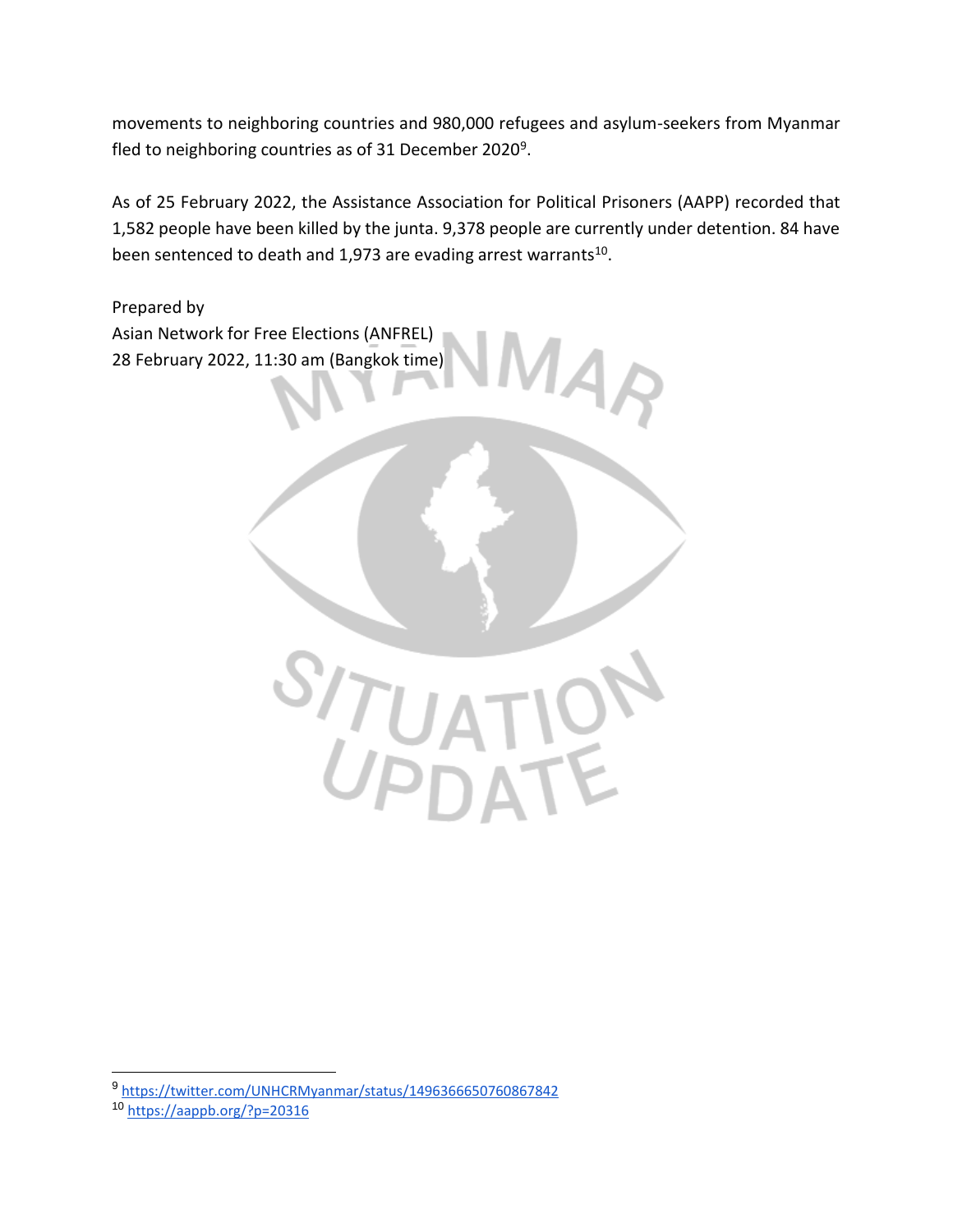movements to neighboring countries and 980,000 refugees and asylum-seekers from Myanmar fled to neighboring countries as of 31 December 2020[9].

As of 25 February 2022, the Assistance Association for Political Prisoners (AAPP) recorded that 1,582 people have been killed by the junta. 9,378 people are currently under detention. 84 have been sentenced to death and 1,973 are evading arrest warrants[10].

Prepared by
Asian Network for Free Elections (ANFREL)
28 February 2022, 11:30 am (Bangkok time)

---

[9] https://twitter.com/UNHCRMyanmar/status/1496366650760867842

[10] https://aappb.org/?p=20316